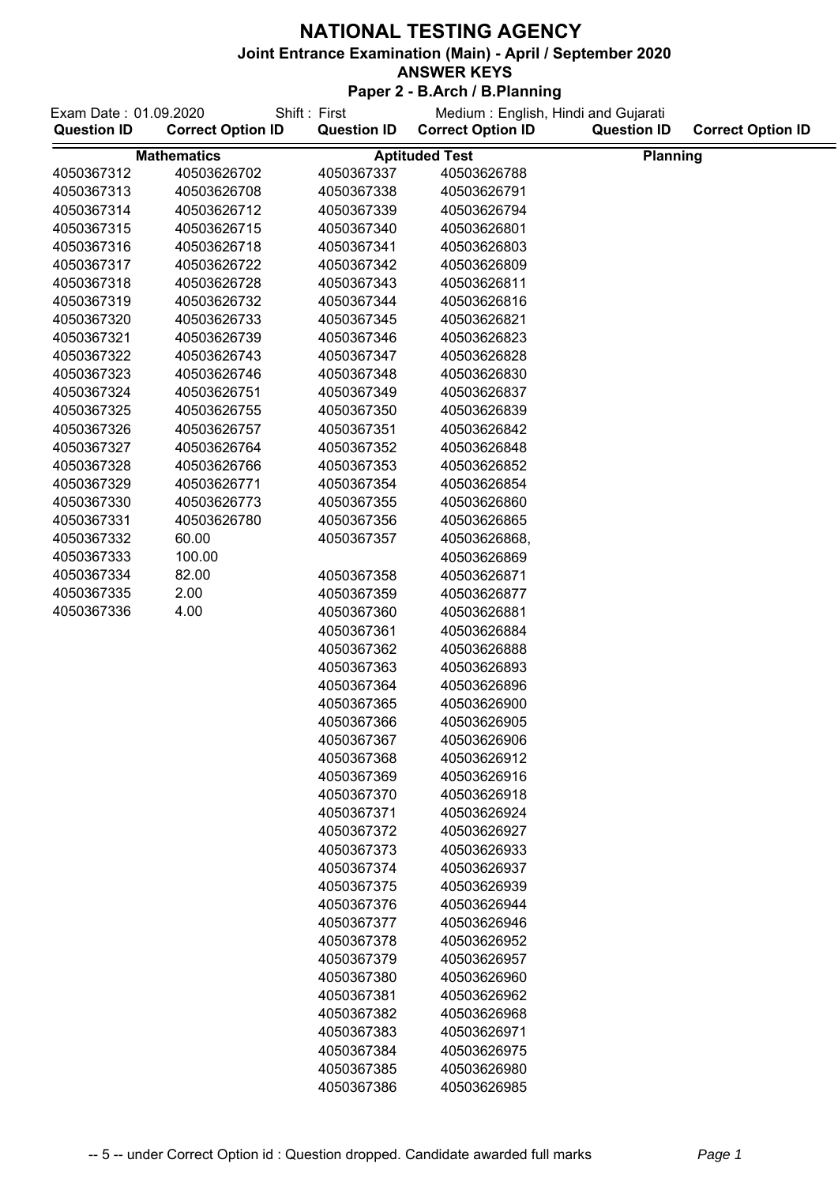# NATIONAL TESTING AGENCY

## Joint Entrance Examination (Main) - April / September 2020

### ANSWER KEYS

### Paper 2 - B.Arch / B.Planning

Exam Date : 01.09.2020 Shift : First Medium : English, Hindi and Gujarati

| Question ID | Correct Option ID | Question ID | Correct Option ID | Question ID | Correct Option ID |
|---|---|---|---|---|---|
| **Mathematics** | | **Aptituded Test** | | **Planning** | |
| 4050367312 | 40503626702 | 4050367337 | 40503626788 | | |
| 4050367313 | 40503626708 | 4050367338 | 40503626791 | | |
| 4050367314 | 40503626712 | 4050367339 | 40503626794 | | |
| 4050367315 | 40503626715 | 4050367340 | 40503626801 | | |
| 4050367316 | 40503626718 | 4050367341 | 40503626803 | | |
| 4050367317 | 40503626722 | 4050367342 | 40503626809 | | |
| 4050367318 | 40503626728 | 4050367343 | 40503626811 | | |
| 4050367319 | 40503626732 | 4050367344 | 40503626816 | | |
| 4050367320 | 40503626733 | 4050367345 | 40503626821 | | |
| 4050367321 | 40503626739 | 4050367346 | 40503626823 | | |
| 4050367322 | 40503626743 | 4050367347 | 40503626828 | | |
| 4050367323 | 40503626746 | 4050367348 | 40503626830 | | |
| 4050367324 | 40503626751 | 4050367349 | 40503626837 | | |
| 4050367325 | 40503626755 | 4050367350 | 40503626839 | | |
| 4050367326 | 40503626757 | 4050367351 | 40503626842 | | |
| 4050367327 | 40503626764 | 4050367352 | 40503626848 | | |
| 4050367328 | 40503626766 | 4050367353 | 40503626852 | | |
| 4050367329 | 40503626771 | 4050367354 | 40503626854 | | |
| 4050367330 | 40503626773 | 4050367355 | 40503626860 | | |
| 4050367331 | 40503626780 | 4050367356 | 40503626865 | | |
| 4050367332 | 60.00 | 4050367357 | 40503626868, | | |
| 4050367333 | 100.00 | | 40503626869 | | |
| 4050367334 | 82.00 | 4050367358 | 40503626871 | | |
| 4050367335 | 2.00 | 4050367359 | 40503626877 | | |
| 4050367336 | 4.00 | 4050367360 | 40503626881 | | |
| | | 4050367361 | 40503626884 | | |
| | | 4050367362 | 40503626888 | | |
| | | 4050367363 | 40503626893 | | |
| | | 4050367364 | 40503626896 | | |
| | | 4050367365 | 40503626900 | | |
| | | 4050367366 | 40503626905 | | |
| | | 4050367367 | 40503626906 | | |
| | | 4050367368 | 40503626912 | | |
| | | 4050367369 | 40503626916 | | |
| | | 4050367370 | 40503626918 | | |
| | | 4050367371 | 40503626924 | | |
| | | 4050367372 | 40503626927 | | |
| | | 4050367373 | 40503626933 | | |
| | | 4050367374 | 40503626937 | | |
| | | 4050367375 | 40503626939 | | |
| | | 4050367376 | 40503626944 | | |
| | | 4050367377 | 40503626946 | | |
| | | 4050367378 | 40503626952 | | |
| | | 4050367379 | 40503626957 | | |
| | | 4050367380 | 40503626960 | | |
| | | 4050367381 | 40503626962 | | |
| | | 4050367382 | 40503626968 | | |
| | | 4050367383 | 40503626971 | | |
| | | 4050367384 | 40503626975 | | |
| | | 4050367385 | 40503626980 | | |
| | | 4050367386 | 40503626985 | | |

-- 5 -- under Correct Option id : Question dropped. Candidate awarded full marks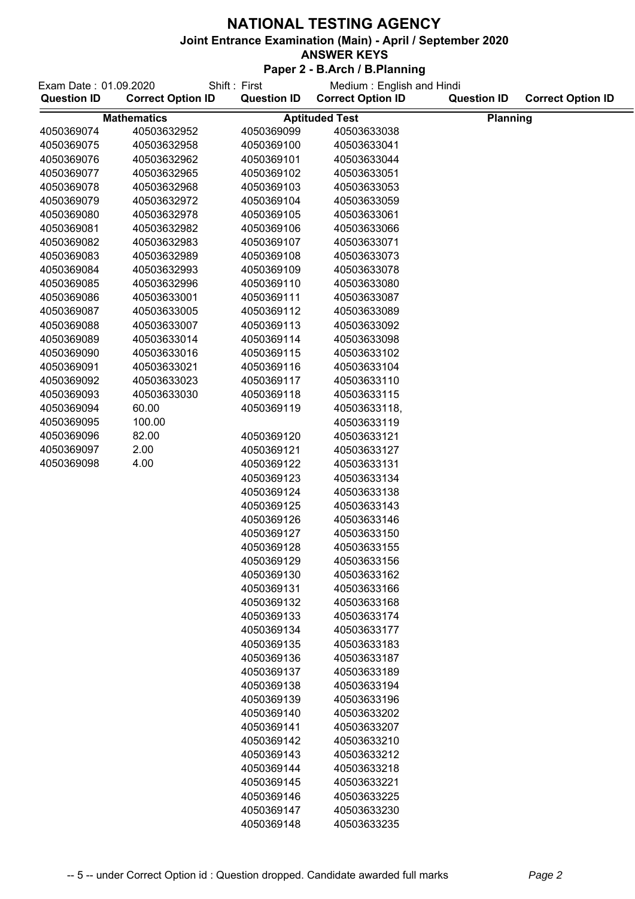# NATIONAL TESTING AGENCY

## Joint Entrance Examination (Main) - April / September 2020

## ANSWER KEYS

### Paper 2 - B.Arch / B.Planning

Exam Date : 01.09.2020 Shift : First Medium : English and Hindi

| Question ID | Correct Option ID | Question ID | Correct Option ID | Question ID | Correct Option ID |
|---|---|---|---|---|---|
| **Mathematics** | | **Aptituded Test** | | **Planning** | |
| 4050369074 | 40503632952 | 4050369099 | 40503633038 | | |
| 4050369075 | 40503632958 | 4050369100 | 40503633041 | | |
| 4050369076 | 40503632962 | 4050369101 | 40503633044 | | |
| 4050369077 | 40503632965 | 4050369102 | 40503633051 | | |
| 4050369078 | 40503632968 | 4050369103 | 40503633053 | | |
| 4050369079 | 40503632972 | 4050369104 | 40503633059 | | |
| 4050369080 | 40503632978 | 4050369105 | 40503633061 | | |
| 4050369081 | 40503632982 | 4050369106 | 40503633066 | | |
| 4050369082 | 40503632983 | 4050369107 | 40503633071 | | |
| 4050369083 | 40503632989 | 4050369108 | 40503633073 | | |
| 4050369084 | 40503632993 | 4050369109 | 40503633078 | | |
| 4050369085 | 40503632996 | 4050369110 | 40503633080 | | |
| 4050369086 | 40503633001 | 4050369111 | 40503633087 | | |
| 4050369087 | 40503633005 | 4050369112 | 40503633089 | | |
| 4050369088 | 40503633007 | 4050369113 | 40503633092 | | |
| 4050369089 | 40503633014 | 4050369114 | 40503633098 | | |
| 4050369090 | 40503633016 | 4050369115 | 40503633102 | | |
| 4050369091 | 40503633021 | 4050369116 | 40503633104 | | |
| 4050369092 | 40503633023 | 4050369117 | 40503633110 | | |
| 4050369093 | 40503633030 | 4050369118 | 40503633115 | | |
| 4050369094 | 60.00 | 4050369119 | 40503633118, | | |
| 4050369095 | 100.00 | | 40503633119 | | |
| 4050369096 | 82.00 | 4050369120 | 40503633121 | | |
| 4050369097 | 2.00 | 4050369121 | 40503633127 | | |
| 4050369098 | 4.00 | 4050369122 | 40503633131 | | |
| | | 4050369123 | 40503633134 | | |
| | | 4050369124 | 40503633138 | | |
| | | 4050369125 | 40503633143 | | |
| | | 4050369126 | 40503633146 | | |
| | | 4050369127 | 40503633150 | | |
| | | 4050369128 | 40503633155 | | |
| | | 4050369129 | 40503633156 | | |
| | | 4050369130 | 40503633162 | | |
| | | 4050369131 | 40503633166 | | |
| | | 4050369132 | 40503633168 | | |
| | | 4050369133 | 40503633174 | | |
| | | 4050369134 | 40503633177 | | |
| | | 4050369135 | 40503633183 | | |
| | | 4050369136 | 40503633187 | | |
| | | 4050369137 | 40503633189 | | |
| | | 4050369138 | 40503633194 | | |
| | | 4050369139 | 40503633196 | | |
| | | 4050369140 | 40503633202 | | |
| | | 4050369141 | 40503633207 | | |
| | | 4050369142 | 40503633210 | | |
| | | 4050369143 | 40503633212 | | |
| | | 4050369144 | 40503633218 | | |
| | | 4050369145 | 40503633221 | | |
| | | 4050369146 | 40503633225 | | |
| | | 4050369147 | 40503633230 | | |
| | | 4050369148 | 40503633235 | | |

-- 5 -- under Correct Option id : Question dropped. Candidate awarded full marks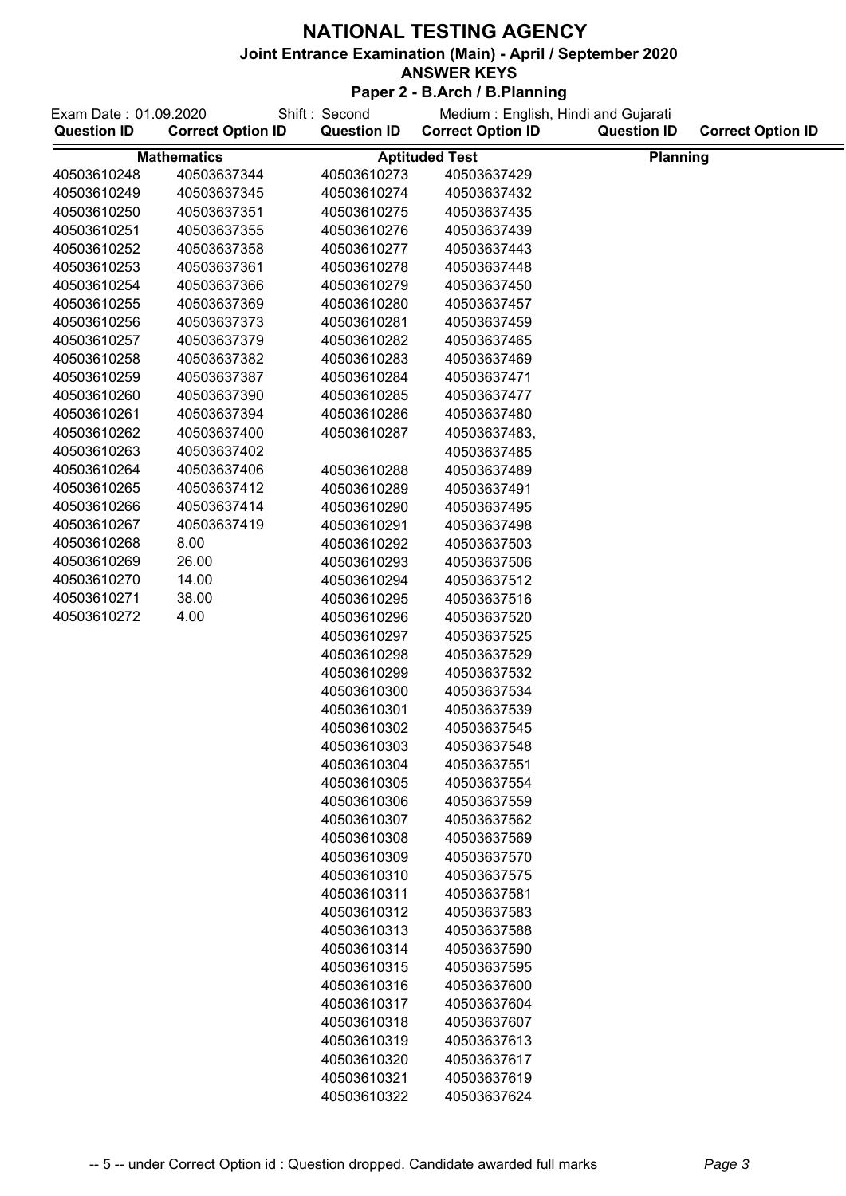# NATIONAL TESTING AGENCY

## Joint Entrance Examination (Main) - April / September 2020

### ANSWER KEYS

### Paper 2 - B.Arch / B.Planning

Exam Date : 01.09.2020 Shift : Second Medium : English, Hindi and Gujarati

| Question ID | Correct Option ID | Question ID | Correct Option ID | Question ID | Correct Option ID |
|---|---|---|---|---|---|
| Mathematics | | Aptituded Test | | Planning | |
| 40503610248 | 40503637344 | 40503610273 | 40503637429 | | |
| 40503610249 | 40503637345 | 40503610274 | 40503637432 | | |
| 40503610250 | 40503637351 | 40503610275 | 40503637435 | | |
| 40503610251 | 40503637355 | 40503610276 | 40503637439 | | |
| 40503610252 | 40503637358 | 40503610277 | 40503637443 | | |
| 40503610253 | 40503637361 | 40503610278 | 40503637448 | | |
| 40503610254 | 40503637366 | 40503610279 | 40503637450 | | |
| 40503610255 | 40503637369 | 40503610280 | 40503637457 | | |
| 40503610256 | 40503637373 | 40503610281 | 40503637459 | | |
| 40503610257 | 40503637379 | 40503610282 | 40503637465 | | |
| 40503610258 | 40503637382 | 40503610283 | 40503637469 | | |
| 40503610259 | 40503637387 | 40503610284 | 40503637471 | | |
| 40503610260 | 40503637390 | 40503610285 | 40503637477 | | |
| 40503610261 | 40503637394 | 40503610286 | 40503637480 | | |
| 40503610262 | 40503637400 | 40503610287 | 40503637483, 40503637485 | | |
| 40503610263 | 40503637402 | | | | |
| 40503610264 | 40503637406 | 40503610288 | 40503637489 | | |
| 40503610265 | 40503637412 | 40503610289 | 40503637491 | | |
| 40503610266 | 40503637414 | 40503610290 | 40503637495 | | |
| 40503610267 | 40503637419 | 40503610291 | 40503637498 | | |
| 40503610268 | 8.00 | 40503610292 | 40503637503 | | |
| 40503610269 | 26.00 | 40503610293 | 40503637506 | | |
| 40503610270 | 14.00 | 40503610294 | 40503637512 | | |
| 40503610271 | 38.00 | 40503610295 | 40503637516 | | |
| 40503610272 | 4.00 | 40503610296 | 40503637520 | | |
| | | 40503610297 | 40503637525 | | |
| | | 40503610298 | 40503637529 | | |
| | | 40503610299 | 40503637532 | | |
| | | 40503610300 | 40503637534 | | |
| | | 40503610301 | 40503637539 | | |
| | | 40503610302 | 40503637545 | | |
| | | 40503610303 | 40503637548 | | |
| | | 40503610304 | 40503637551 | | |
| | | 40503610305 | 40503637554 | | |
| | | 40503610306 | 40503637559 | | |
| | | 40503610307 | 40503637562 | | |
| | | 40503610308 | 40503637569 | | |
| | | 40503610309 | 40503637570 | | |
| | | 40503610310 | 40503637575 | | |
| | | 40503610311 | 40503637581 | | |
| | | 40503610312 | 40503637583 | | |
| | | 40503610313 | 40503637588 | | |
| | | 40503610314 | 40503637590 | | |
| | | 40503610315 | 40503637595 | | |
| | | 40503610316 | 40503637600 | | |
| | | 40503610317 | 40503637604 | | |
| | | 40503610318 | 40503637607 | | |
| | | 40503610319 | 40503637613 | | |
| | | 40503610320 | 40503637617 | | |
| | | 40503610321 | 40503637619 | | |
| | | 40503610322 | 40503637624 | | |

-- 5 -- under Correct Option id : Question dropped. Candidate awarded full marks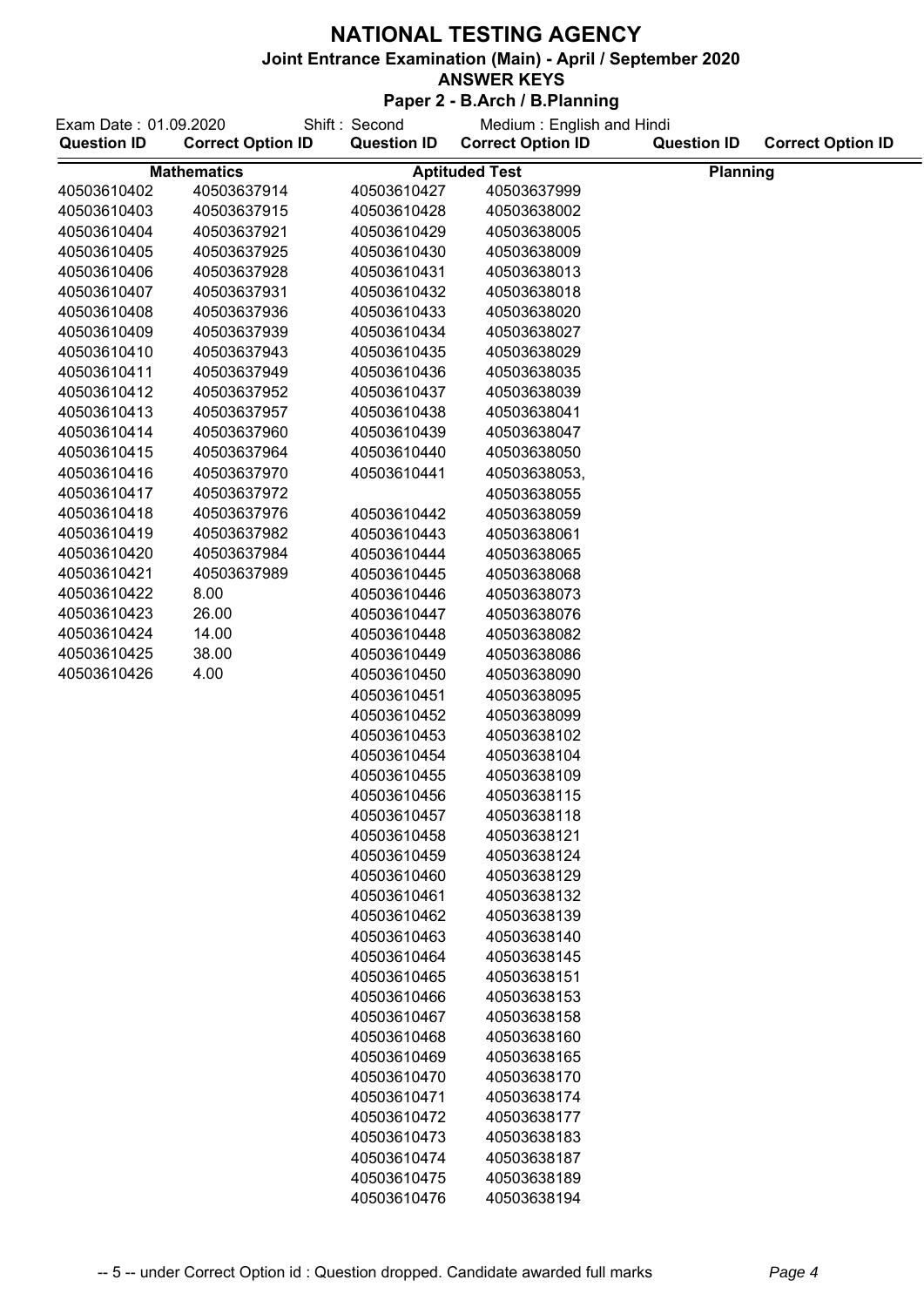# NATIONAL TESTING AGENCY

## Joint Entrance Examination (Main) - April / September 2020

### ANSWER KEYS

### Paper 2 - B.Arch / B.Planning

Exam Date : 01.09.2020 Shift : Second Medium : English and Hindi

| Question ID | Correct Option ID | Question ID | Correct Option ID | Question ID | Correct Option ID |
|---|---|---|---|---|---|
| **Mathematics** | | **Aptituded Test** | | **Planning** | |
| 40503610402 | 40503637914 | 40503610427 | 40503637999 | | |
| 40503610403 | 40503637915 | 40503610428 | 40503638002 | | |
| 40503610404 | 40503637921 | 40503610429 | 40503638005 | | |
| 40503610405 | 40503637925 | 40503610430 | 40503638009 | | |
| 40503610406 | 40503637928 | 40503610431 | 40503638013 | | |
| 40503610407 | 40503637931 | 40503610432 | 40503638018 | | |
| 40503610408 | 40503637936 | 40503610433 | 40503638020 | | |
| 40503610409 | 40503637939 | 40503610434 | 40503638027 | | |
| 40503610410 | 40503637943 | 40503610435 | 40503638029 | | |
| 40503610411 | 40503637949 | 40503610436 | 40503638035 | | |
| 40503610412 | 40503637952 | 40503610437 | 40503638039 | | |
| 40503610413 | 40503637957 | 40503610438 | 40503638041 | | |
| 40503610414 | 40503637960 | 40503610439 | 40503638047 | | |
| 40503610415 | 40503637964 | 40503610440 | 40503638050 | | |
| 40503610416 | 40503637970 | 40503610441 | 40503638053, | | |
| 40503610417 | 40503637972 | | 40503638055 | | |
| 40503610418 | 40503637976 | 40503610442 | 40503638059 | | |
| 40503610419 | 40503637982 | 40503610443 | 40503638061 | | |
| 40503610420 | 40503637984 | 40503610444 | 40503638065 | | |
| 40503610421 | 40503637989 | 40503610445 | 40503638068 | | |
| 40503610422 | 8.00 | 40503610446 | 40503638073 | | |
| 40503610423 | 26.00 | 40503610447 | 40503638076 | | |
| 40503610424 | 14.00 | 40503610448 | 40503638082 | | |
| 40503610425 | 38.00 | 40503610449 | 40503638086 | | |
| 40503610426 | 4.00 | 40503610450 | 40503638090 | | |
| | | 40503610451 | 40503638095 | | |
| | | 40503610452 | 40503638099 | | |
| | | 40503610453 | 40503638102 | | |
| | | 40503610454 | 40503638104 | | |
| | | 40503610455 | 40503638109 | | |
| | | 40503610456 | 40503638115 | | |
| | | 40503610457 | 40503638118 | | |
| | | 40503610458 | 40503638121 | | |
| | | 40503610459 | 40503638124 | | |
| | | 40503610460 | 40503638129 | | |
| | | 40503610461 | 40503638132 | | |
| | | 40503610462 | 40503638139 | | |
| | | 40503610463 | 40503638140 | | |
| | | 40503610464 | 40503638145 | | |
| | | 40503610465 | 40503638151 | | |
| | | 40503610466 | 40503638153 | | |
| | | 40503610467 | 40503638158 | | |
| | | 40503610468 | 40503638160 | | |
| | | 40503610469 | 40503638165 | | |
| | | 40503610470 | 40503638170 | | |
| | | 40503610471 | 40503638174 | | |
| | | 40503610472 | 40503638177 | | |
| | | 40503610473 | 40503638183 | | |
| | | 40503610474 | 40503638187 | | |
| | | 40503610475 | 40503638189 | | |
| | | 40503610476 | 40503638194 | | |

-- 5 -- under Correct Option id : Question dropped. Candidate awarded full marks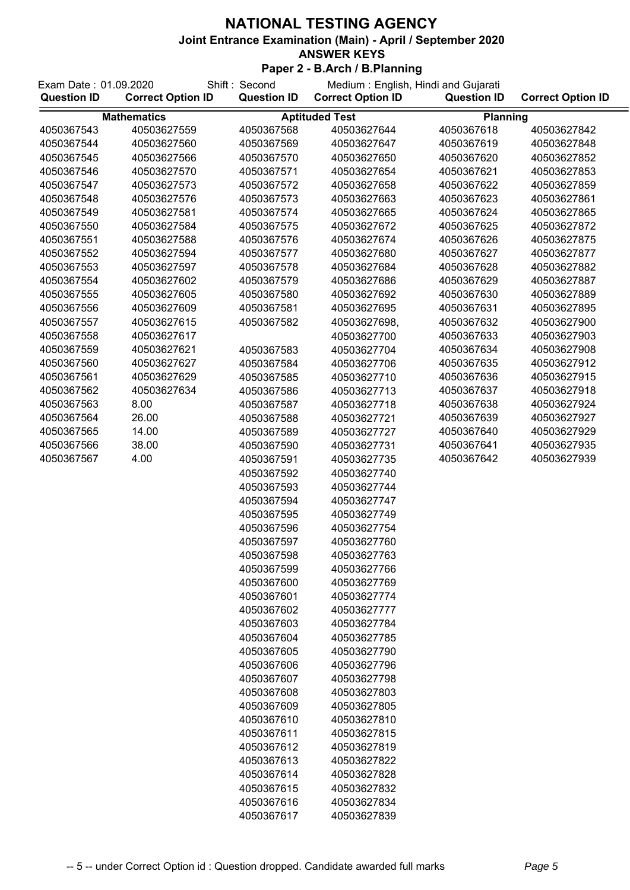# NATIONAL TESTING AGENCY

**Joint Entrance Examination (Main) - April / September 2020**

**ANSWER KEYS**

**Paper 2 - B.Arch / B.Planning**

Exam Date : 01.09.2020 Shift : Second Medium : English, Hindi and Gujarati

| Question ID | Correct Option ID | Question ID | Correct Option ID | Question ID | Correct Option ID |
|---|---|---|---|---|---|
| **Mathematics** | | **Aptituded Test** | | **Planning** | |
| 4050367543 | 40503627559 | 4050367568 | 40503627644 | 4050367618 | 40503627842 |
| 4050367544 | 40503627560 | 4050367569 | 40503627647 | 4050367619 | 40503627848 |
| 4050367545 | 40503627566 | 4050367570 | 40503627650 | 4050367620 | 40503627852 |
| 4050367546 | 40503627570 | 4050367571 | 40503627654 | 4050367621 | 40503627853 |
| 4050367547 | 40503627573 | 4050367572 | 40503627658 | 4050367622 | 40503627859 |
| 4050367548 | 40503627576 | 4050367573 | 40503627663 | 4050367623 | 40503627861 |
| 4050367549 | 40503627581 | 4050367574 | 40503627665 | 4050367624 | 40503627865 |
| 4050367550 | 40503627584 | 4050367575 | 40503627672 | 4050367625 | 40503627872 |
| 4050367551 | 40503627588 | 4050367576 | 40503627674 | 4050367626 | 40503627875 |
| 4050367552 | 40503627594 | 4050367577 | 40503627680 | 4050367627 | 40503627877 |
| 4050367553 | 40503627597 | 4050367578 | 40503627684 | 4050367628 | 40503627882 |
| 4050367554 | 40503627602 | 4050367579 | 40503627686 | 4050367629 | 40503627887 |
| 4050367555 | 40503627605 | 4050367580 | 40503627692 | 4050367630 | 40503627889 |
| 4050367556 | 40503627609 | 4050367581 | 40503627695 | 4050367631 | 40503627895 |
| 4050367557 | 40503627615 | 4050367582 | 40503627698, 40503627700 | 4050367632 | 40503627900 |
| 4050367558 | 40503627617 | | | 4050367633 | 40503627903 |
| 4050367559 | 40503627621 | 4050367583 | 40503627704 | 4050367634 | 40503627908 |
| 4050367560 | 40503627627 | 4050367584 | 40503627706 | 4050367635 | 40503627912 |
| 4050367561 | 40503627629 | 4050367585 | 40503627710 | 4050367636 | 40503627915 |
| 4050367562 | 40503627634 | 4050367586 | 40503627713 | 4050367637 | 40503627918 |
| 4050367563 | 8.00 | 4050367587 | 40503627718 | 4050367638 | 40503627924 |
| 4050367564 | 26.00 | 4050367588 | 40503627721 | 4050367639 | 40503627927 |
| 4050367565 | 14.00 | 4050367589 | 40503627727 | 4050367640 | 40503627929 |
| 4050367566 | 38.00 | 4050367590 | 40503627731 | 4050367641 | 40503627935 |
| 4050367567 | 4.00 | 4050367591 | 40503627735 | 4050367642 | 40503627939 |
| | | 4050367592 | 40503627740 | | |
| | | 4050367593 | 40503627744 | | |
| | | 4050367594 | 40503627747 | | |
| | | 4050367595 | 40503627749 | | |
| | | 4050367596 | 40503627754 | | |
| | | 4050367597 | 40503627760 | | |
| | | 4050367598 | 40503627763 | | |
| | | 4050367599 | 40503627766 | | |
| | | 4050367600 | 40503627769 | | |
| | | 4050367601 | 40503627774 | | |
| | | 4050367602 | 40503627777 | | |
| | | 4050367603 | 40503627784 | | |
| | | 4050367604 | 40503627785 | | |
| | | 4050367605 | 40503627790 | | |
| | | 4050367606 | 40503627796 | | |
| | | 4050367607 | 40503627798 | | |
| | | 4050367608 | 40503627803 | | |
| | | 4050367609 | 40503627805 | | |
| | | 4050367610 | 40503627810 | | |
| | | 4050367611 | 40503627815 | | |
| | | 4050367612 | 40503627819 | | |
| | | 4050367613 | 40503627822 | | |
| | | 4050367614 | 40503627828 | | |
| | | 4050367615 | 40503627832 | | |
| | | 4050367616 | 40503627834 | | |
| | | 4050367617 | 40503627839 | | |

-- 5 -- under Correct Option id : Question dropped. Candidate awarded full marks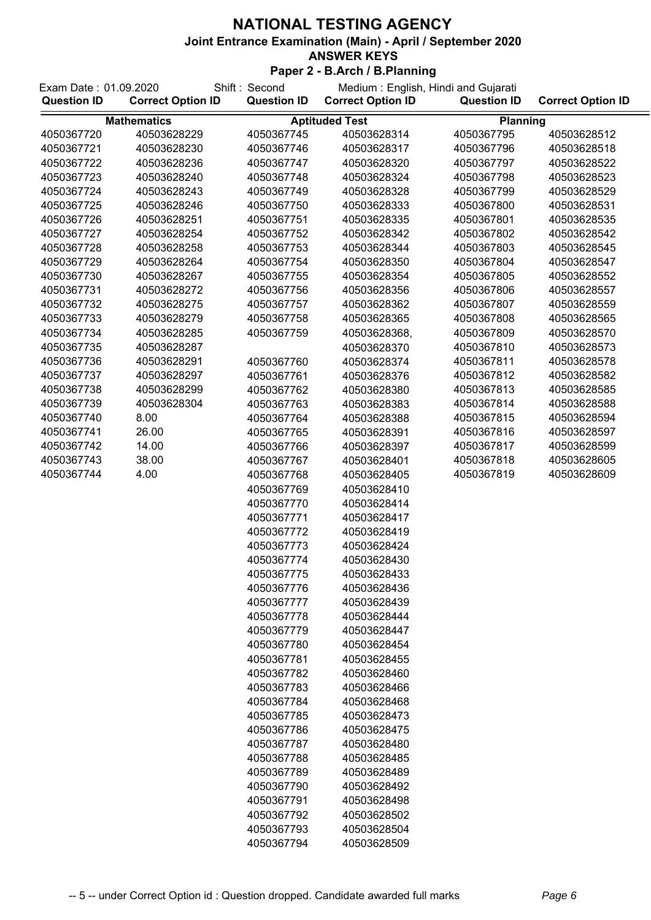# NATIONAL TESTING AGENCY

## Joint Entrance Examination (Main) - April / September 2020

### ANSWER KEYS

### Paper 2 - B.Arch / B.Planning

Exam Date : 01.09.2020 Shift : Second Medium : English, Hindi and Gujarati

| Question ID | Correct Option ID | Question ID | Correct Option ID | Question ID | Correct Option ID |
|---|---|---|---|---|---|
| **Mathematics** | | **Aptituded Test** | | **Planning** | |
| 4050367720 | 40503628229 | 4050367745 | 40503628314 | 4050367795 | 40503628512 |
| 4050367721 | 40503628230 | 4050367746 | 40503628317 | 4050367796 | 40503628518 |
| 4050367722 | 40503628236 | 4050367747 | 40503628320 | 4050367797 | 40503628522 |
| 4050367723 | 40503628240 | 4050367748 | 40503628324 | 4050367798 | 40503628523 |
| 4050367724 | 40503628243 | 4050367749 | 40503628328 | 4050367799 | 40503628529 |
| 4050367725 | 40503628246 | 4050367750 | 40503628333 | 4050367800 | 40503628531 |
| 4050367726 | 40503628251 | 4050367751 | 40503628335 | 4050367801 | 40503628535 |
| 4050367727 | 40503628254 | 4050367752 | 40503628342 | 4050367802 | 40503628542 |
| 4050367728 | 40503628258 | 4050367753 | 40503628344 | 4050367803 | 40503628545 |
| 4050367729 | 40503628264 | 4050367754 | 40503628350 | 4050367804 | 40503628547 |
| 4050367730 | 40503628267 | 4050367755 | 40503628354 | 4050367805 | 40503628552 |
| 4050367731 | 40503628272 | 4050367756 | 40503628356 | 4050367806 | 40503628557 |
| 4050367732 | 40503628275 | 4050367757 | 40503628362 | 4050367807 | 40503628559 |
| 4050367733 | 40503628279 | 4050367758 | 40503628365 | 4050367808 | 40503628565 |
| 4050367734 | 40503628285 | 4050367759 | 40503628368, | 4050367809 | 40503628570 |
| 4050367735 | 40503628287 | | 40503628370 | 4050367810 | 40503628573 |
| 4050367736 | 40503628291 | 4050367760 | 40503628374 | 4050367811 | 40503628578 |
| 4050367737 | 40503628297 | 4050367761 | 40503628376 | 4050367812 | 40503628582 |
| 4050367738 | 40503628299 | 4050367762 | 40503628380 | 4050367813 | 40503628585 |
| 4050367739 | 40503628304 | 4050367763 | 40503628383 | 4050367814 | 40503628588 |
| 4050367740 | 8.00 | 4050367764 | 40503628388 | 4050367815 | 40503628594 |
| 4050367741 | 26.00 | 4050367765 | 40503628391 | 4050367816 | 40503628597 |
| 4050367742 | 14.00 | 4050367766 | 40503628397 | 4050367817 | 40503628599 |
| 4050367743 | 38.00 | 4050367767 | 40503628401 | 4050367818 | 40503628605 |
| 4050367744 | 4.00 | 4050367768 | 40503628405 | 4050367819 | 40503628609 |
| | | 4050367769 | 40503628410 | | |
| | | 4050367770 | 40503628414 | | |
| | | 4050367771 | 40503628417 | | |
| | | 4050367772 | 40503628419 | | |
| | | 4050367773 | 40503628424 | | |
| | | 4050367774 | 40503628430 | | |
| | | 4050367775 | 40503628433 | | |
| | | 4050367776 | 40503628436 | | |
| | | 4050367777 | 40503628439 | | |
| | | 4050367778 | 40503628444 | | |
| | | 4050367779 | 40503628447 | | |
| | | 4050367780 | 40503628454 | | |
| | | 4050367781 | 40503628455 | | |
| | | 4050367782 | 40503628460 | | |
| | | 4050367783 | 40503628466 | | |
| | | 4050367784 | 40503628468 | | |
| | | 4050367785 | 40503628473 | | |
| | | 4050367786 | 40503628475 | | |
| | | 4050367787 | 40503628480 | | |
| | | 4050367788 | 40503628485 | | |
| | | 4050367789 | 40503628489 | | |
| | | 4050367790 | 40503628492 | | |
| | | 4050367791 | 40503628498 | | |
| | | 4050367792 | 40503628502 | | |
| | | 4050367793 | 40503628504 | | |
| | | 4050367794 | 40503628509 | | |

-- 5 -- under Correct Option id : Question dropped. Candidate awarded full marks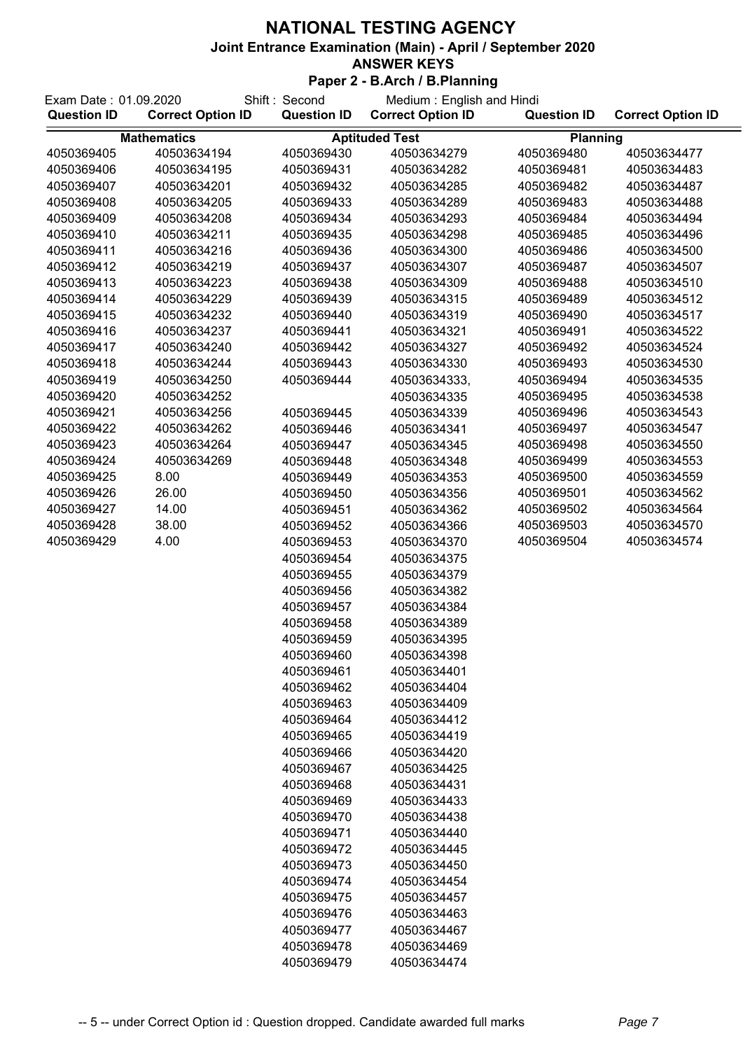# NATIONAL TESTING AGENCY

## Joint Entrance Examination (Main) - April / September 2020

### ANSWER KEYS

### Paper 2 - B.Arch / B.Planning

Exam Date : 01.09.2020 Shift : Second Medium : English and Hindi

| Question ID | Correct Option ID | Question ID | Correct Option ID | Question ID | Correct Option ID |
|---|---|---|---|---|---|
| **Mathematics** | | **Aptituded Test** | | **Planning** | |
| 4050369405 | 40503634194 | 4050369430 | 40503634279 | 4050369480 | 40503634477 |
| 4050369406 | 40503634195 | 4050369431 | 40503634282 | 4050369481 | 40503634483 |
| 4050369407 | 40503634201 | 4050369432 | 40503634285 | 4050369482 | 40503634487 |
| 4050369408 | 40503634205 | 4050369433 | 40503634289 | 4050369483 | 40503634488 |
| 4050369409 | 40503634208 | 4050369434 | 40503634293 | 4050369484 | 40503634494 |
| 4050369410 | 40503634211 | 4050369435 | 40503634298 | 4050369485 | 40503634496 |
| 4050369411 | 40503634216 | 4050369436 | 40503634300 | 4050369486 | 40503634500 |
| 4050369412 | 40503634219 | 4050369437 | 40503634307 | 4050369487 | 40503634507 |
| 4050369413 | 40503634223 | 4050369438 | 40503634309 | 4050369488 | 40503634510 |
| 4050369414 | 40503634229 | 4050369439 | 40503634315 | 4050369489 | 40503634512 |
| 4050369415 | 40503634232 | 4050369440 | 40503634319 | 4050369490 | 40503634517 |
| 4050369416 | 40503634237 | 4050369441 | 40503634321 | 4050369491 | 40503634522 |
| 4050369417 | 40503634240 | 4050369442 | 40503634327 | 4050369492 | 40503634524 |
| 4050369418 | 40503634244 | 4050369443 | 40503634330 | 4050369493 | 40503634530 |
| 4050369419 | 40503634250 | 4050369444 | 40503634333, | 4050369494 | 40503634535 |
| 4050369420 | 40503634252 | | 40503634335 | 4050369495 | 40503634538 |
| 4050369421 | 40503634256 | 4050369445 | 40503634339 | 4050369496 | 40503634543 |
| 4050369422 | 40503634262 | 4050369446 | 40503634341 | 4050369497 | 40503634547 |
| 4050369423 | 40503634264 | 4050369447 | 40503634345 | 4050369498 | 40503634550 |
| 4050369424 | 40503634269 | 4050369448 | 40503634348 | 4050369499 | 40503634553 |
| 4050369425 | 8.00 | 4050369449 | 40503634353 | 4050369500 | 40503634559 |
| 4050369426 | 26.00 | 4050369450 | 40503634356 | 4050369501 | 40503634562 |
| 4050369427 | 14.00 | 4050369451 | 40503634362 | 4050369502 | 40503634564 |
| 4050369428 | 38.00 | 4050369452 | 40503634366 | 4050369503 | 40503634570 |
| 4050369429 | 4.00 | 4050369453 | 40503634370 | 4050369504 | 40503634574 |
| | | 4050369454 | 40503634375 | | |
| | | 4050369455 | 40503634379 | | |
| | | 4050369456 | 40503634382 | | |
| | | 4050369457 | 40503634384 | | |
| | | 4050369458 | 40503634389 | | |
| | | 4050369459 | 40503634395 | | |
| | | 4050369460 | 40503634398 | | |
| | | 4050369461 | 40503634401 | | |
| | | 4050369462 | 40503634404 | | |
| | | 4050369463 | 40503634409 | | |
| | | 4050369464 | 40503634412 | | |
| | | 4050369465 | 40503634419 | | |
| | | 4050369466 | 40503634420 | | |
| | | 4050369467 | 40503634425 | | |
| | | 4050369468 | 40503634431 | | |
| | | 4050369469 | 40503634433 | | |
| | | 4050369470 | 40503634438 | | |
| | | 4050369471 | 40503634440 | | |
| | | 4050369472 | 40503634445 | | |
| | | 4050369473 | 40503634450 | | |
| | | 4050369474 | 40503634454 | | |
| | | 4050369475 | 40503634457 | | |
| | | 4050369476 | 40503634463 | | |
| | | 4050369477 | 40503634467 | | |
| | | 4050369478 | 40503634469 | | |
| | | 4050369479 | 40503634474 | | |

-- 5 -- under Correct Option id : Question dropped. Candidate awarded full marks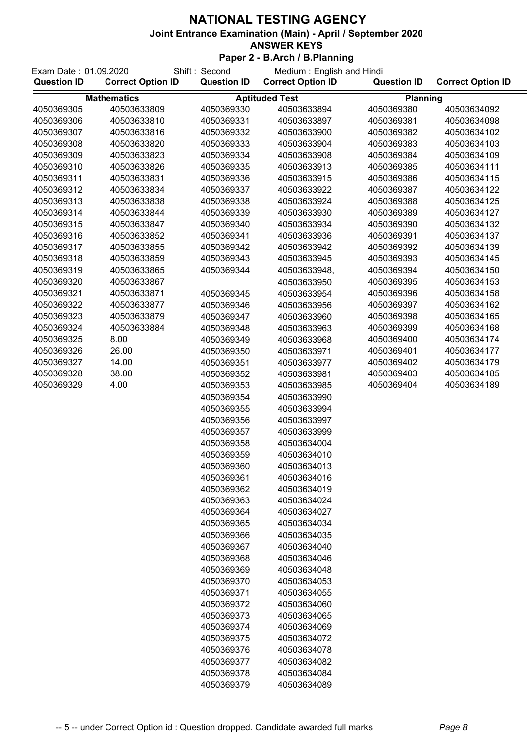# NATIONAL TESTING AGENCY

## Joint Entrance Examination (Main) - April / September 2020

### ANSWER KEYS

### Paper 2 - B.Arch / B.Planning

Exam Date : 01.09.2020 Shift : Second Medium : English and Hindi

| Question ID | Correct Option ID | Question ID | Correct Option ID | Question ID | Correct Option ID |
|---|---|---|---|---|---|
| **Mathematics** | | **Aptituded Test** | | **Planning** | |
| 4050369305 | 40503633809 | 4050369330 | 40503633894 | 4050369380 | 40503634092 |
| 4050369306 | 40503633810 | 4050369331 | 40503633897 | 4050369381 | 40503634098 |
| 4050369307 | 40503633816 | 4050369332 | 40503633900 | 4050369382 | 40503634102 |
| 4050369308 | 40503633820 | 4050369333 | 40503633904 | 4050369383 | 40503634103 |
| 4050369309 | 40503633823 | 4050369334 | 40503633908 | 4050369384 | 40503634109 |
| 4050369310 | 40503633826 | 4050369335 | 40503633913 | 4050369385 | 40503634111 |
| 4050369311 | 40503633831 | 4050369336 | 40503633915 | 4050369386 | 40503634115 |
| 4050369312 | 40503633834 | 4050369337 | 40503633922 | 4050369387 | 40503634122 |
| 4050369313 | 40503633838 | 4050369338 | 40503633924 | 4050369388 | 40503634125 |
| 4050369314 | 40503633844 | 4050369339 | 40503633930 | 4050369389 | 40503634127 |
| 4050369315 | 40503633847 | 4050369340 | 40503633934 | 4050369390 | 40503634132 |
| 4050369316 | 40503633852 | 4050369341 | 40503633936 | 4050369391 | 40503634137 |
| 4050369317 | 40503633855 | 4050369342 | 40503633942 | 4050369392 | 40503634139 |
| 4050369318 | 40503633859 | 4050369343 | 40503633945 | 4050369393 | 40503634145 |
| 4050369319 | 40503633865 | 4050369344 | 40503633948, | 4050369394 | 40503634150 |
| 4050369320 | 40503633867 | | 40503633950 | 4050369395 | 40503634153 |
| 4050369321 | 40503633871 | 4050369345 | 40503633954 | 4050369396 | 40503634158 |
| 4050369322 | 40503633877 | 4050369346 | 40503633956 | 4050369397 | 40503634162 |
| 4050369323 | 40503633879 | 4050369347 | 40503633960 | 4050369398 | 40503634165 |
| 4050369324 | 40503633884 | 4050369348 | 40503633963 | 4050369399 | 40503634168 |
| 4050369325 | 8.00 | 4050369349 | 40503633968 | 4050369400 | 40503634174 |
| 4050369326 | 26.00 | 4050369350 | 40503633971 | 4050369401 | 40503634177 |
| 4050369327 | 14.00 | 4050369351 | 40503633977 | 4050369402 | 40503634179 |
| 4050369328 | 38.00 | 4050369352 | 40503633981 | 4050369403 | 40503634185 |
| 4050369329 | 4.00 | 4050369353 | 40503633985 | 4050369404 | 40503634189 |
| | | 4050369354 | 40503633990 | | |
| | | 4050369355 | 40503633994 | | |
| | | 4050369356 | 40503633997 | | |
| | | 4050369357 | 40503633999 | | |
| | | 4050369358 | 40503634004 | | |
| | | 4050369359 | 40503634010 | | |
| | | 4050369360 | 40503634013 | | |
| | | 4050369361 | 40503634016 | | |
| | | 4050369362 | 40503634019 | | |
| | | 4050369363 | 40503634024 | | |
| | | 4050369364 | 40503634027 | | |
| | | 4050369365 | 40503634034 | | |
| | | 4050369366 | 40503634035 | | |
| | | 4050369367 | 40503634040 | | |
| | | 4050369368 | 40503634046 | | |
| | | 4050369369 | 40503634048 | | |
| | | 4050369370 | 40503634053 | | |
| | | 4050369371 | 40503634055 | | |
| | | 4050369372 | 40503634060 | | |
| | | 4050369373 | 40503634065 | | |
| | | 4050369374 | 40503634069 | | |
| | | 4050369375 | 40503634072 | | |
| | | 4050369376 | 40503634078 | | |
| | | 4050369377 | 40503634082 | | |
| | | 4050369378 | 40503634084 | | |
| | | 4050369379 | 40503634089 | | |

-- 5 -- under Correct Option id : Question dropped. Candidate awarded full marks